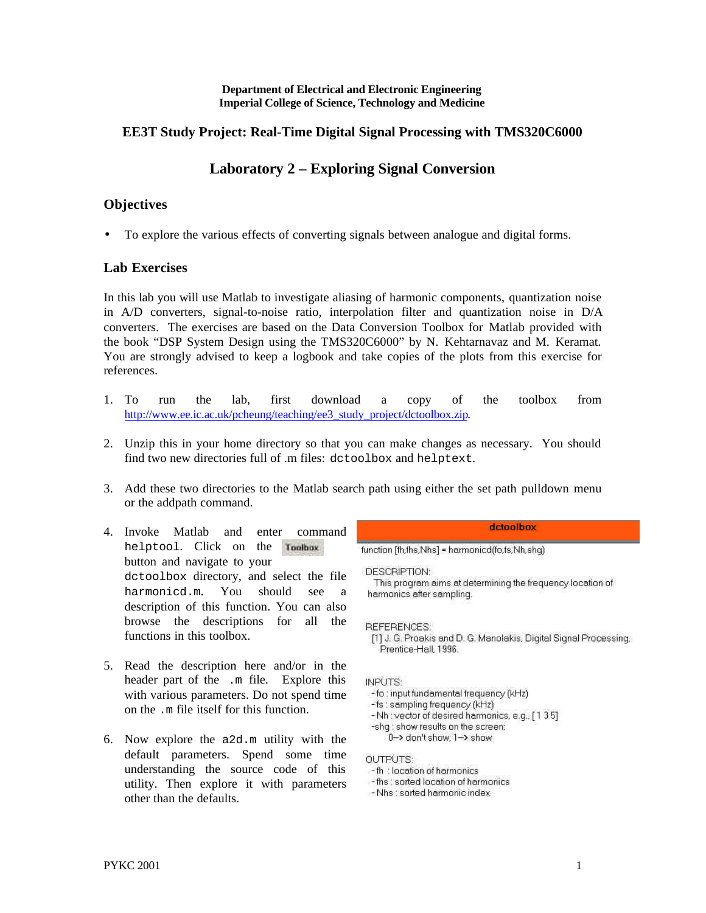**Department of Electrical and Electronic Engineering**
**Imperial College of Science, Technology and Medicine**

## EE3T Study Project: Real-Time Digital Signal Processing with TMS320C6000

# Laboratory 2 – Exploring Signal Conversion

## Objectives

- To explore the various effects of converting signals between analogue and digital forms.

## Lab Exercises

In this lab you will use Matlab to investigate aliasing of harmonic components, quantization noise in A/D converters, signal-to-noise ratio, interpolation filter and quantization noise in D/A converters. The exercises are based on the Data Conversion Toolbox for Matlab provided with the book "DSP System Design using the TMS320C6000" by N. Kehtarnavaz and M. Keramat. You are strongly advised to keep a logbook and take copies of the plots from this exercise for references.

1. To run the lab, first download a copy of the toolbox from http://www.ee.ic.ac.uk/pcheung/teaching/ee3_study_project/dctoolbox.zip.

2. Unzip this in your home directory so that you can make changes as necessary. You should find two new directories full of .m files: `dctoolbox` and `helptext`.

3. Add these two directories to the Matlab search path using either the set path pulldown menu or the addpath command.

4. Invoke Matlab and enter command `helptool`. Click on the **Toolbox** button and navigate to your `dctoolbox` directory, and select the file `harmonicd.m`. You should see a description of this function. You can also browse the descriptions for all the functions in this toolbox.

5. Read the description here and/or in the header part of the `.m` file. Explore this with various parameters. Do not spend time on the `.m` file itself for this function.

6. Now explore the `a2d.m` utility with the default parameters. Spend some time understanding the source code of this utility. Then explore it with parameters other than the defaults.

**dctoolbox**

function [fh,fhs,Nhs] = harmonicd(fo,fs,Nh,shg)

DESCRIPTION:
This program aims at determining the frequency location of harmonics after sampling.

REFERENCES:
[1] J. G. Proakis and D. G. Manolakis, Digital Signal Processing, Prentice-Hall, 1996.

INPUTS:
- fo : input fundamental frequency (kHz)
- fs : sampling frequency (kHz)
- Nh : vector of desired harmonics, e.g., [1 3 5]
- shg : show results on the screen;
  0--> don't show; 1--> show

OUTPUTS:
- fh : location of harmonics
- fhs : sorted location of harmonics
- Nhs : sorted harmonic index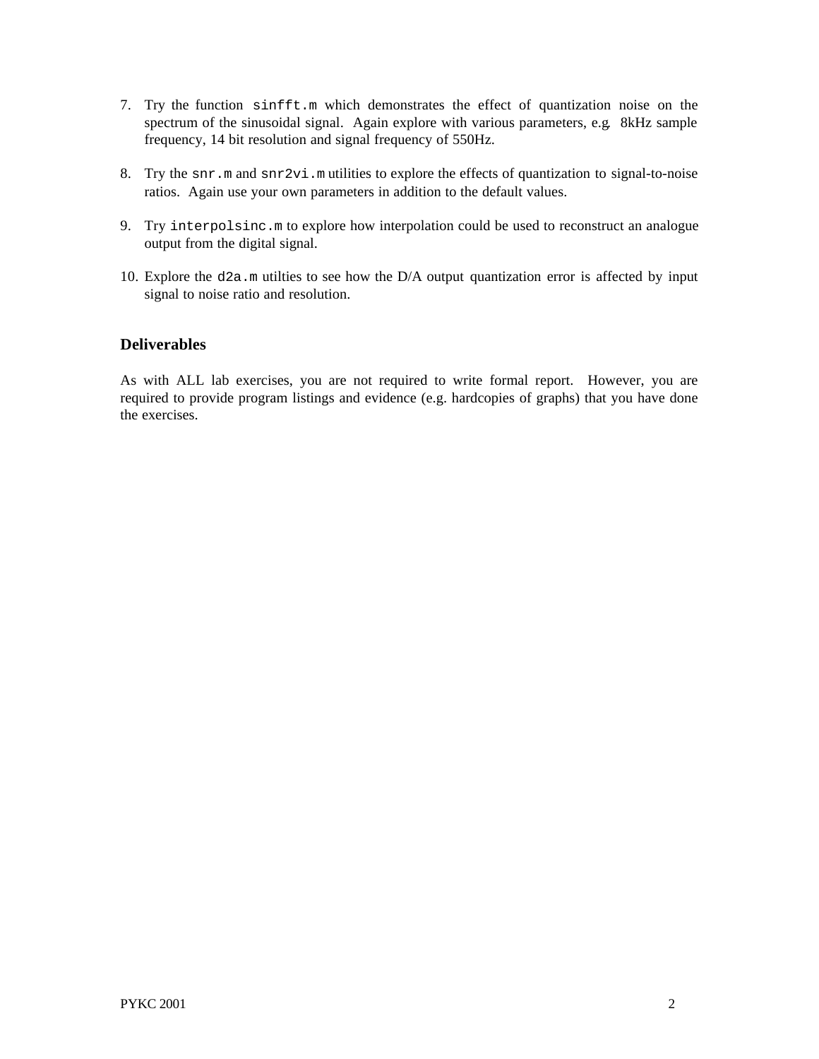7. Try the function `sinfft.m` which demonstrates the effect of quantization noise on the spectrum of the sinusoidal signal. Again explore with various parameters, e.g. 8kHz sample frequency, 14 bit resolution and signal frequency of 550Hz.

8. Try the `snr.m` and `snr2vi.m` utilities to explore the effects of quantization to signal-to-noise ratios. Again use your own parameters in addition to the default values.

9. Try `interpolsinc.m` to explore how interpolation could be used to reconstruct an analogue output from the digital signal.

10. Explore the `d2a.m` utilties to see how the D/A output quantization error is affected by input signal to noise ratio and resolution.

## Deliverables

As with ALL lab exercises, you are not required to write formal report. However, you are required to provide program listings and evidence (e.g. hardcopies of graphs) that you have done the exercises.